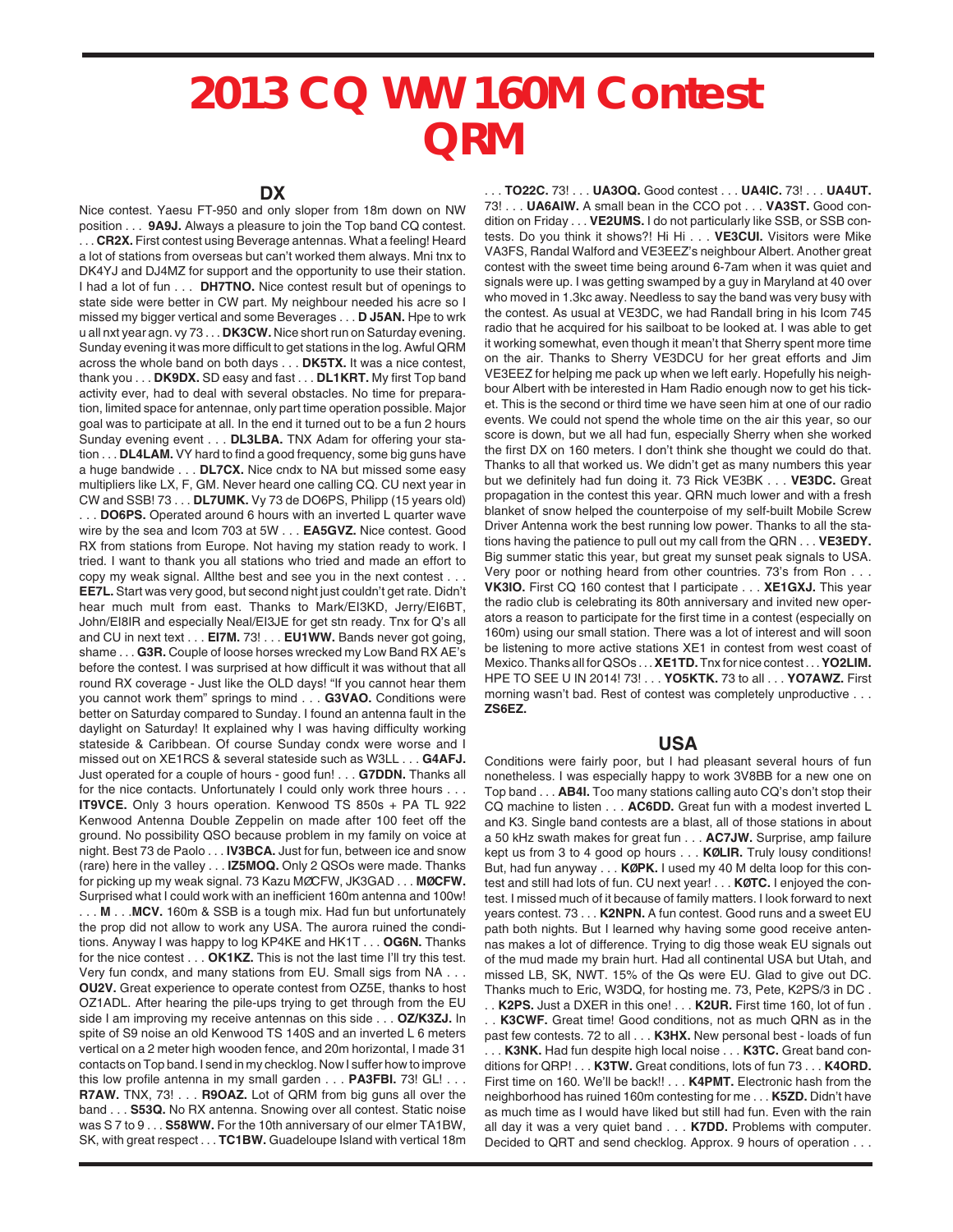# 2013 CQ WW 160M Contest QRM

## DX

Nice contest. Yaesu FT-950 and only sloper from 18m down on NW position . . . **9A9J.** Always a pleasure to join the Top band CQ contest. . . . **CR2X.** First contest using Beverage antennas. What a feeling! Heard a lot of stations from overseas but can't worked them always. Mni tnx to DK4YJ and DJ4MZ for support and the opportunity to use their station. I had a lot of fun . . . **DH7TNO.** Nice contest result but of openings to state side were better in CW part. My neighbour needed his acre so I missed my bigger vertical and some Beverages . . . **D J5AN.** Hpe to wrk u all nxt year agn. vy 73 . . . **DK3CW.** Nice short run on Saturday evening. Sunday evening it was more difficult to get stations in the log. Awful QRM across the whole band on both days . . . **DK5TX.** It was a nice contest, thank you . . . **DK9DX.** SD easy and fast . . . **DL1KRT.** My first Top band activity ever, had to deal with several obstacles. No time for preparation, limited space for antennae, only part time operation possible. Major goal was to participate at all. In the end it turned out to be a fun 2 hours Sunday evening event . . . **DL3LBA.** TNX Adam for offering your station . . . **DL4LAM.** VY hard to find a good frequency, some big guns have a huge bandwide . . . **DL7CX.** Nice cndx to NA but missed some easy multipliers like LX, F, GM. Never heard one calling CQ. CU next year in CW and SSB! 73 . . . **DL7UMK.** Vy 73 de DO6PS, Philipp (15 years old) . . . **DO6PS.** Operated around 6 hours with an inverted L quarter wave wire by the sea and Icom 703 at 5W . . . **EA5GVZ.** Nice contest. Good RX from stations from Europe. Not having my station ready to work. I tried. I want to thank you all stations who tried and made an effort to copy my weak signal. Allthe best and see you in the next contest . . . **EE7L.** Start was very good, but second night just couldn't get rate. Didn't hear much mult from east. Thanks to Mark/EI3KD, Jerry/EI6BT, John/EI8IR and especially Neal/EI3JE for get stn ready. Tnx for Q's all and CU in next text . . . **EI7M.** 73! . . . **EU1WW.** Bands never got going, shame . . . **G3R.** Couple of loose horses wrecked my Low Band RX AE's before the contest. I was surprised at how difficult it was without that all round RX coverage - Just like the OLD days! "If you cannot hear them you cannot work them" springs to mind . . . **G3VAO.** Conditions were better on Saturday compared to Sunday. I found an antenna fault in the daylight on Saturday! It explained why I was having difficulty working stateside & Caribbean. Of course Sunday condx were worse and I missed out on XE1RCS & several stateside such as W3LL . . . **G4AFJ.** Just operated for a couple of hours - good fun! . . . **G7DDN.** Thanks all for the nice contacts. Unfortunately I could only work three hours . . . **IT9VCE.** Only 3 hours operation. Kenwood TS 850s + PA TL 922 Kenwood Antenna Double Zeppelin on made after 100 feet off the ground. No possibility QSO because problem in my family on voice at night. Best 73 de Paolo . . . **IV3BCA.** Just for fun, between ice and snow (rare) here in the valley . . . **IZ5MOQ.** Only 2 QSOs were made. Thanks for picking up my weak signal. 73 Kazu MØCFW, JK3GAD . . . **MØCFW.** Surprised what I could work with an inefficient 160m antenna and 100w! . . . **M** . . .**MCV.** 160m & SSB is a tough mix. Had fun but unfortunately the prop did not allow to work any USA. The aurora ruined the conditions. Anyway I was happy to log KP4KE and HK1T . . . **OG6N.** Thanks for the nice contest . . . **OK1KZ.** This is not the last time I'll try this test. Very fun condx, and many stations from EU. Small sigs from NA . . . **OU2V.** Great experience to operate contest from OZ5E, thanks to host OZ1ADL. After hearing the pile-ups trying to get through from the EU side I am improving my receive antennas on this side . . . **OZ/K3ZJ.** In spite of S9 noise an old Kenwood TS 140S and an inverted L 6 meters vertical on a 2 meter high wooden fence, and 20m horizontal, I made 31 contacts on Top band. I send in my checklog. Now I suffer how to improve this low profile antenna in my small garden . . . **PA3FBI.** 73! GL! . . . **R7AW.** TNX, 73! . . . **R9OAZ.** Lot of QRM from big guns all over the band . . . **S53Q.** No RX antenna. Snowing over all contest. Static noise was S 7 to 9 . . . **S58WW.** For the 10th anniversary of our elmer TA1BW, SK, with great respect . . . **TC1BW.** Guadeloupe Island with vertical 18m . . . **TO22C.** 73! . . . **UA3OQ.** Good contest . . . **UA4IC.** 73! . . . **UA4UT.** 73! . . . **UA6AIW.** A small bean in the CCO pot . . . **VA3ST.** Good condition on Friday . . . **VE2UMS.** I do not particularly like SSB, or SSB contests. Do you think it shows?! Hi Hi . . . **VE3CUI.** Visitors were Mike VA3FS, Randal Walford and VE3EEZ's neighbour Albert. Another great contest with the sweet time being around 6-7am when it was quiet and signals were up. I was getting swamped by a guy in Maryland at 40 over who moved in 1.3kc away. Needless to say the band was very busy with the contest. As usual at VE3DC, we had Randall bring in his Icom 745 radio that he acquired for his sailboat to be looked at. I was able to get it working somewhat, even though it meant that Sherry spent more time on the air. Thanks to Sherry VE3DCU for her great efforts and Jim VE3EEZ for helping me pack up when we left early. Hopefully his neighbour Albert with be interested in Ham Radio enough now to get his ticket. This is the second or third time we have seen him at one of our radio events. We could not spend the whole time on the air this year, so our score is down, but we all had fun, especially Sherry when she worked the first DX on 160 meters. I don't think she thought we could do that. Thanks to all that worked us. We didn't get as many numbers this year but we definitely had fun doing it. 73 Rick VE3BK . . . **VE3DC.** Great propagation in the contest this year. QRN much lower and with a fresh blanket of snow helped the counterpoise of my self-built Mobile Screw Driver Antenna work the best running low power. Thanks to all the stations having the patience to pull out my call from the QRN . . . **VE3EDY.** Big summer static this year, but great my sunset peak signals to USA. Very poor or nothing heard from other countries. 73's from Ron . . . **VK3IO.** First CQ 160 contest that I participate . . . **XE1GXJ.** This year the radio club is celebrating its 80th anniversary and invited new operators a reason to participate for the first time in a contest (especially on 160m) using our small station. There was a lot of interest and will soon be listening to more active stations XE1 in contest from west coast of Mexico. Thanks all for QSOs . . . **XE1TD.** Tnx for nice contest . . . **YO2LIM.** HPE TO SEE U IN 2014! 73! . . . **YO5KTK.** 73 to all . . . **YO7AWZ.** First morning wasn't bad. Rest of contest was completely unproductive . . . **ZS6EZ.**

## USA

Conditions were fairly poor, but I had pleasant several hours of fun nonetheless. I was especially happy to work 3V8BB for a new one on Top band . . . **AB4I.** Too many stations calling auto CQ's don't stop their CQ machine to listen . . . **AC6DD.** Great fun with a modest inverted L and K3. Single band contests are a blast, all of those stations in about a 50 kHz swath makes for great fun . . . **AC7JW.** Surprise, amp failure kept us from 3 to 4 good op hours . . . **KØLIR.** Truly lousy conditions! But, had fun anyway . . . **KØPK.** I used my 40 M delta loop for this contest and still had lots of fun. CU next year! . . . **KØTC.** I enjoyed the contest. I missed much of it because of family matters. I look forward to next years contest. 73 . . . **K2NPN.** A fun contest. Good runs and a sweet EU path both nights. But I learned why having some good receive antennas makes a lot of difference. Trying to dig those weak EU signals out of the mud made my brain hurt. Had all continental USA but Utah, and missed LB, SK, NWT. 15% of the Qs were EU. Glad to give out DC. Thanks much to Eric, W3DQ, for hosting me. 73, Pete, K2PS/3 in DC . . . **K2PS.** Just a DXER in this one! . . . **K2UR.** First time 160, lot of fun . . . **K3CWF.** Great time! Good conditions, not as much QRN as in the past few contests. 72 to all . . . **K3HX.** New personal best - loads of fun . . . **K3NK.** Had fun despite high local noise . . . **K3TC.** Great band conditions for QRP! . . . **K3TW.** Great conditions, lots of fun 73 . . . **K4ORD.** First time on 160. We'll be back!! . . . **K4PMT.** Electronic hash from the neighborhood has ruined 160m contesting for me . . . **K5ZD.** Didn't have as much time as I would have liked but still had fun. Even with the rain all day it was a very quiet band . . . **K7DD.** Problems with computer. Decided to QRT and send checklog. Approx. 9 hours of operation . . .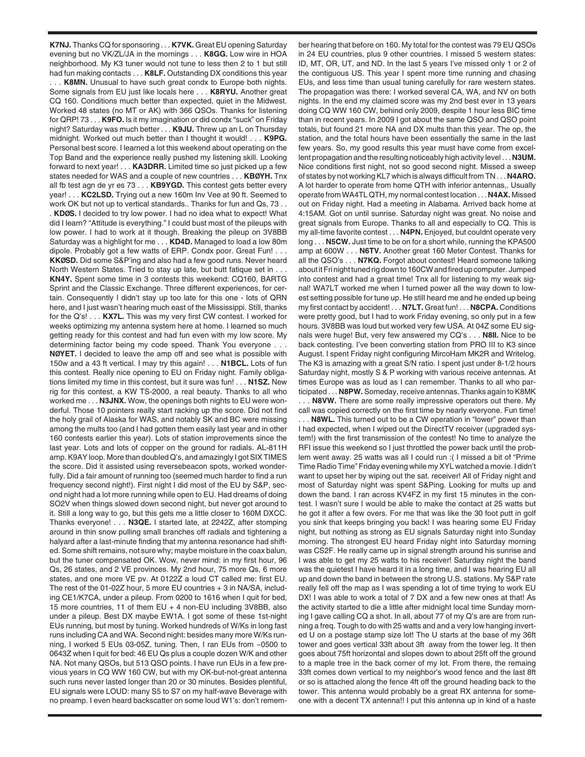**K7NJ.** Thanks CQ for sponsoring . . . **K7VK.** Great EU opening Saturday evening but no VK/ZL/JA in the mornings . . . **K8GG.** Low wire in HOA neighborhood. My K3 tuner would not tune to less then 2 to 1 but still had fun making contacts . . . **K8LF.** Outstanding DX conditions this year . . . **K8MN.** Unusual to have such great condx to Europe both nights. Some signals from EU just like locals here . . . **K8RYU.** Another great CQ 160. Conditions much better than expected, quiet in the Midwest. Worked 48 states (no MT or AK) with 366 QSOs. Thanks for listening for QRP! 73 . . . **K9FO.** Is it my imagination or did condx "suck" on Friday night? Saturday was much better . . . **K9JU.** Threw up an L on Thursday midnight. Worked out much better than I thought it would! . . . **K9PG.** Personal best score. I learned a lot this weekend about operating on the Top Band and the experience really pushed my listening skill. Looking forward to next year! . . . **KA3DRR.** Limited time so just picked up a few states needed for WAS and a couple of new countries . . . **KBØYH.** Tnx all fb test agn de yr es 73 . . . **KB9YGD.** This contest gets better every year! . . . **KC2LSD.** Trying out a new 160m Inv Vee at 90 ft. Seemed to work OK but not up to vertical standards.. Thanks for fun and Qs, 73 . . . **KDØS.** I decided to try low power. I had no idea what to expect! What did I learn? "Attitude is everything." I could bust most of the pileups with low power. I had to work at it though. Breaking the pileup on 3V8BB Saturday was a highlight for me . . . **KD4D.** Managed to load a low 80m dipole. Probably got a few watts of ERP. Condx poor. Great Fun! . . . **KKØSD.** Did some S&P'ing and also had a few good runs. Never heard North Western States. Tried to stay up late, but butt fatique set in . . . **KN4Y.** Spent some time in 3 contests this weekend: CQ160, BARTG Sprint and the Classic Exchange. Three different experiences, for certain. Consequently I didn't stay up too late for this one - lots of QRN here, and I just wasn't hearing much east of the Mississippi. Still, thanks for the Q's! . . . **KX7L.** This was my very first CW contest. I worked for weeks optimizing my antenna system here at home. I learned so much getting ready for this contest and had fun even with my low score. My determining factor being my code speed. Thank You everyone . . . **NØYET.** I decided to leave the amp off and see what is possible with 150w and a 43 ft vertical. I may try this again! . . . **N1BCL.** Lots of fun this contest. Really nice opening to EU on Friday night. Family obligations limited my time in this contest, but it sure was fun! . . . **N1SZ.** New rig for this contest, a KW TS-2000, a real beauty. Thanks to all who worked me . . . **N3JNX.** Wow, the openings both nights to EU were wonderful. Those 10 pointers really start racking up the score. Did not find the holy grail of Alaska for WAS, and notably SK and BC were missing among the mults too (and I had gotten them easily last year and in other 160 contests earlier this year). Lots of station improvements since the last year. Lots and lots of copper on the ground for radials. AL-811H amp. K9AY loop. More than doubled Q's, and amazingly I got SIX TIMES the score. Did it assisted using reversebeacon spots, worked wonderfully. Did a fair amount of running too (seemed much harder to find a run frequency second night!). First night I did most of the EU by S&P, second night had a lot more running while open to EU. Had dreams of doing SO2V when things slowed down second night, but never got around to it. Still a long way to go, but this gets me a little closer to 160M DXCC. Thanks everyone! . . . **N3QE.** I started late, at 2242Z, after stomping around in thin snow pulling small branches off radials and tightening a halyard after a last-minute finding that my antenna resonance had shifted. Some shift remains, not sure why; maybe moisture in the coax balun, but the tuner compensated OK. Wow, never mind: in my first hour, 96 Qs, 26 states, and 2 VE provinces. My 2nd hour, 75 more Qs, 6 more states, and one more VE pv. At 0122Z a loud CT called me: first EU. The rest of the 01-02Z hour, 5 more EU countries + 3 in NA/SA, including CE1/K7CA, under a pileup. From 0200 to 1616 when I quit for bed, 15 more countries, 11 of them EU + 4 non-EU including 3V8BB, also under a pileup. Best DX maybe EW1A. I got some of these 1st-night EUs running, but most by tuning. Worked hundreds of W/Ks in long fast runs including CA and WA. Second night: besides many more W/Ks running, I worked 5 EUs 03-05Z, tuning. Then, I ran EUs from ~0500 to 0643Z when I quit for bed: 46 EU Qs plus a couple dozen W/K and other NA. Not many QSOs, but 513 QSO points. I have run EUs in a few previous years in CQ WW 160 CW, but with my OK-but-not-great antenna such runs never lasted longer than 20 or 30 minutes. Besides plentiful, EU signals were LOUD: many S5 to S7 on my half-wave Beverage with no preamp. I even heard backscatter on some loud W1's: don't remember hearing that before on 160. My total for the contest was 79 EU QSOs in 24 EU countries, plus 9 other countries. I missed 5 western states: ID, MT, OR, UT, and ND. In the last 5 years I've missed only 1 or 2 of the contiguous US. This year I spent more time running and chasing EUs, and less time than usual tuning carefully for rare western states. The propagation was there: I worked several CA, WA, and NV on both nights. In the end my claimed score was my 2nd best ever in 13 years doing CQ WW 160 CW, behind only 2009, despite 1 hour less BIC time than in recent years. In 2009 I got about the same QSO and QSO point totals, but found 21 more NA and DX mults than this year. The op, the station, and the total hours have been essentially the same in the last few years. So, my good results this year must have come from excellent propagation and the resulting noticeably high activity level . . . **N3UM.** Nice conditions first night, not so good second night. Missed a sweep of states by not working KL7 which is always difficult from TN . . . **N4ARO.** A lot harder to operate from home QTH with inferior antennas,. Usually operate from WA4TL QTH, my normal contest location . . . **N4AX.** Missed out on Friday night. Had a meeting in Alabama. Arrived back home at 4:15AM. Got on until sunrise. Saturday night was great. No noise and great signals from Europe. Thanks to all and especially to CQ. This is my all-time favorite contest . . . **N4PN.** Enjoyed, but couldnt operate very long . . . **N5CW.** Just time to be on for a short while, running the KPA500 amp at 600W . . . **N6TV.** Another great 160 Meter Contest. Thanks for all the QSO's . . . **N7KQ.** Forgot about contest! Heard someone talking about it Fri night tuned rig down to 160CW and fired up computer. Jumped into contest and had a great time! Tnx all for listening to my weak signal! WA7LT worked me when I turned power all the way down to lowest setting possible for tune up. He still heard me and he ended up being my first contact by accident! . . . **N7LT.** Great fun! . . . **N8CPA.** Conditions were pretty good, but I had to work Friday evening, so only put in a few hours. 3V8BB was loud but worked very few USA. At 04Z some EU signals were huge! But, very few answered my CQ's . . . **N8II.** Nice to be back contesting. I've been converting station from PRO III to K3 since August. I spent Friday night configuring MircoHam MK2R and Writelog. The K3 is amazing with a great S/N ratio. I spent just under 8-1/2 hours Saturday night, mostly S & P working with various receive antennas. At times Europe was as loud as I can remember. Thanks to all who participated . . . **N8PW.** Someday, receive antennas. Thanks again to K8MK . . . **N8VW.** There are some really impressive operators out there. My call was copied correctly on the first time by nearly everyone. Fun time! . . . **N8WL.** This turned out to be a CW operation in "lower" power than I had expected, when I wiped out the DirectTV receiver (upgraded system!) with the first transmission of the contest! No time to analyze the RFI issue this weekend so I just throttled the power back until the problem went away. 25 watts was all I could run :( I missed a bit of "Prime Time Radio Time" Friday evening while my XYL watched a movie. I didn't want to upset her by wiping out the sat. receiver! All of Friday night and most of Saturday night was spent S&Ping. Looking for mults up and down the band. I ran across KV4FZ in my first 15 minutes in the contest. I wasn't sure I would be able to make the contact at 25 watts but he got it after a few overs. For me that was like the 30 foot putt in golf you sink that keeps bringing you back! I was hearing some EU Friday night, but nothing as strong as EU signals Saturday night into Sunday morning. The strongest EU heard Friday night into Saturday morning was CS2F. He really came up in signal strength around his sunrise and I was able to get my 25 watts to his receiver! Saturday night the band was the quietest I have heard it in a long time, and I was hearing EU all up and down the band in between the strong U.S. stations. My S&P rate really fell off the map as I was spending a lot of time trying to work EU DX! I was able to work a total of 7 DX and a few new ones at that! As the activity started to die a little after midnight local time Sunday morning I gave calling CQ a shot. In all, about 77 of my Q's are are from running a freq. Tough to do with 25 watts and a very low hanging inverted U on a postage stamp size lot! The U starts at the base of my 36ft tower and goes vertical 33ft about 3ft away from the tower leg. It then goes about 75ft horizontal and slopes down to about 25ft off the ground to a maple tree in the back corner of my lot. From there, the remaing 33ft comes down vertical to my neighbor's wood fence and the last 8ft or so is attached along the fence 4ft off the ground heading back to the tower. This antenna would probably be a great RX antenna for someone with a decent TX antenna!! I put this antenna up in kind of a haste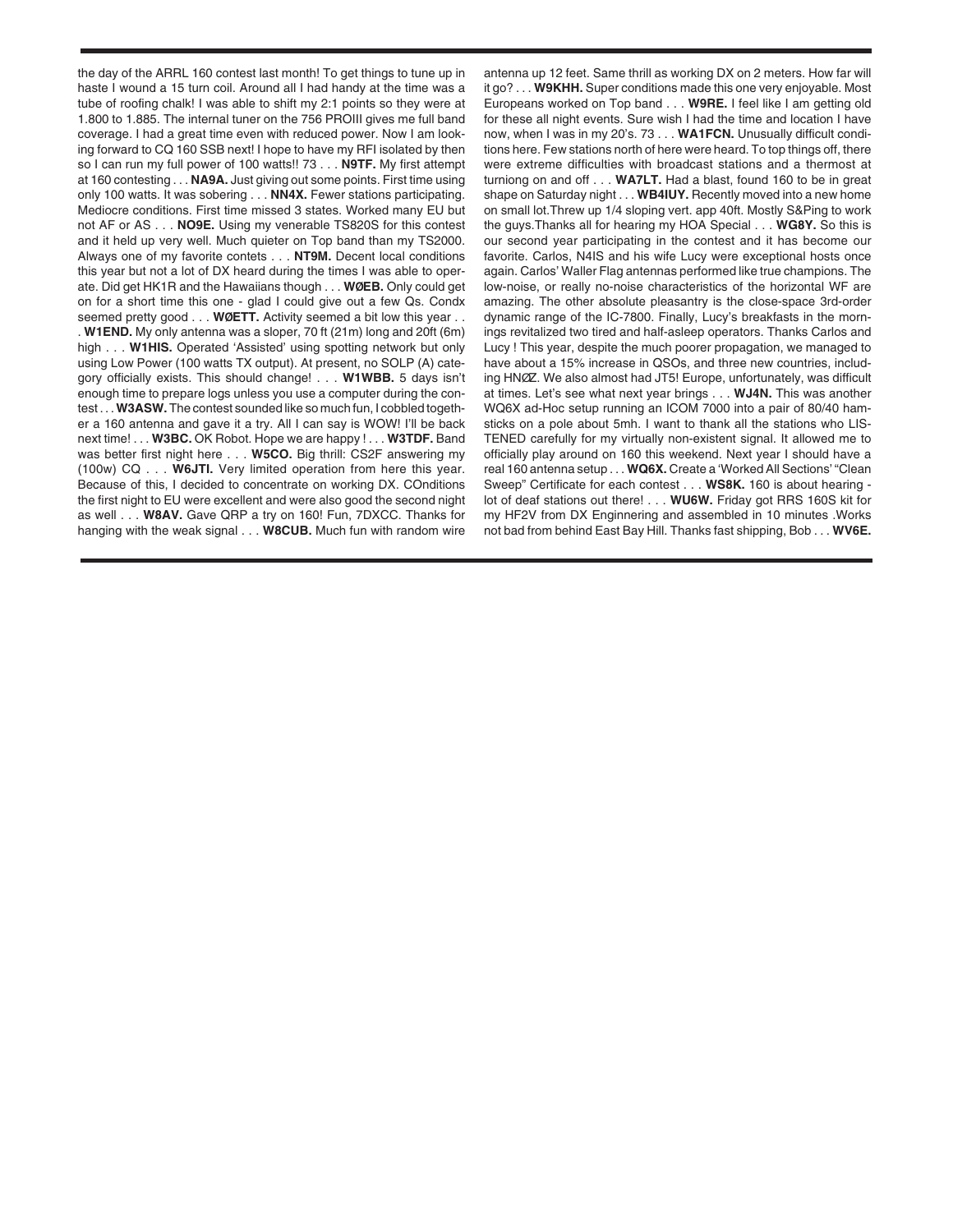the day of the ARRL 160 contest last month! To get things to tune up in haste I wound a 15 turn coil. Around all I had handy at the time was a tube of roofing chalk! I was able to shift my 2:1 points so they were at 1.800 to 1.885. The internal tuner on the 756 PROIII gives me full band coverage. I had a great time even with reduced power. Now I am looking forward to CQ 160 SSB next! I hope to have my RFI isolated by then so I can run my full power of 100 watts!! 73 . . . **N9TF.** My first attempt at 160 contesting . . . **NA9A.** Just giving out some points. First time using only 100 watts. It was sobering . . . **NN4X.** Fewer stations participating. Mediocre conditions. First time missed 3 states. Worked many EU but not AF or AS . . . **NO9E.** Using my venerable TS820S for this contest and it held up very well. Much quieter on Top band than my TS2000. Always one of my favorite contets . . . **NT9M.** Decent local conditions this year but not a lot of DX heard during the times I was able to operate. Did get HK1R and the Hawaiians though . . . **WØEB.** Only could get on for a short time this one - glad I could give out a few Qs. Condx seemed pretty good . . . **WØETT.** Activity seemed a bit low this year . . . **W1END.** My only antenna was a sloper, 70 ft (21m) long and 20ft (6m) high . . . **W1HIS.** Operated 'Assisted' using spotting network but only using Low Power (100 watts TX output). At present, no SOLP (A) category officially exists. This should change! . . . **W1WBB.** 5 days isn't enough time to prepare logs unless you use a computer during the contest . . . **W3ASW.** The contest sounded like so much fun, I cobbled together a 160 antenna and gave it a try. All I can say is WOW! I'll be back next time! . . . **W3BC.** OK Robot. Hope we are happy ! . . . **W3TDF.** Band was better first night here . . . **W5CO.** Big thrill: CS2F answering my (100w) CQ . . . **W6JTI.** Very limited operation from here this year. Because of this, I decided to concentrate on working DX. COnditions the first night to EU were excellent and were also good the second night as well . . . **W8AV.** Gave QRP a try on 160! Fun, 7DXCC. Thanks for hanging with the weak signal . . . **W8CUB.** Much fun with random wire antenna up 12 feet. Same thrill as working DX on 2 meters. How far will it go? . . . **W9KHH.** Super conditions made this one very enjoyable. Most Europeans worked on Top band . . . **W9RE.** I feel like I am getting old for these all night events. Sure wish I had the time and location I have now, when I was in my 20's. 73 . . . **WA1FCN.** Unusually difficult conditions here. Few stations north of here were heard. To top things off, there were extreme difficulties with broadcast stations and a thermost at turniong on and off . . . **WA7LT.** Had a blast, found 160 to be in great shape on Saturday night . . . **WB4IUY.** Recently moved into a new home on small lot.Threw up 1/4 sloping vert. app 40ft. Mostly S&Ping to work the guys.Thanks all for hearing my HOA Special . . . **WG8Y.** So this is our second year participating in the contest and it has become our favorite. Carlos, N4IS and his wife Lucy were exceptional hosts once again. Carlos' Waller Flag antennas performed like true champions. The low-noise, or really no-noise characteristics of the horizontal WF are amazing. The other absolute pleasantry is the close-space 3rd-order dynamic range of the IC-7800. Finally, Lucy's breakfasts in the mornings revitalized two tired and half-asleep operators. Thanks Carlos and Lucy ! This year, despite the much poorer propagation, we managed to have about a 15% increase in QSOs, and three new countries, including HNØZ. We also almost had JT5! Europe, unfortunately, was difficult at times. Let's see what next year brings . . . **WJ4N.** This was another WQ6X ad-Hoc setup running an ICOM 7000 into a pair of 80/40 hamsticks on a pole about 5mh. I want to thank all the stations who LISTENED carefully for my virtually non-existent signal. It allowed me to officially play around on 160 this weekend. Next year I should have a real 160 antenna setup . . . **WQ6X.** Create a 'Worked All Sections' "Clean Sweep" Certificate for each contest . . . **WS8K.** 160 is about hearing - lot of deaf stations out there! . . . **WU6W.** Friday got RRS 160S kit for my HF2V from DX Enginnering and assembled in 10 minutes .Works not bad from behind East Bay Hill. Thanks fast shipping, Bob . . . **WV6E.**